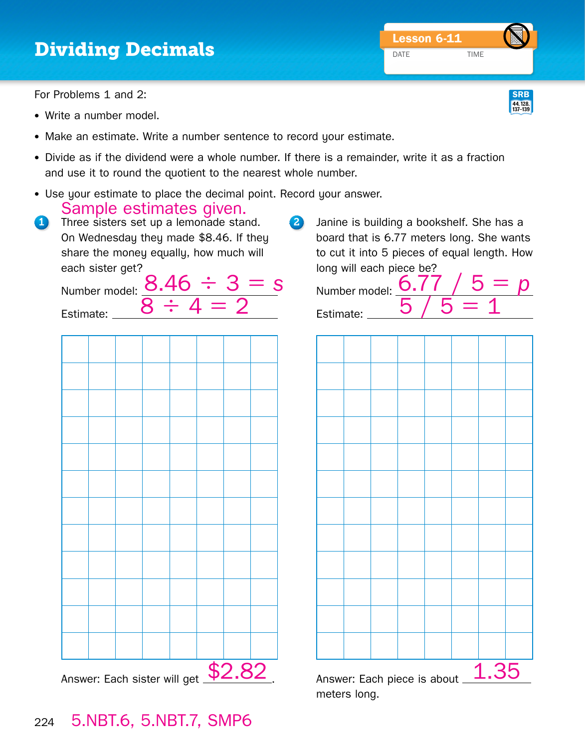# Dividing Decimals

**Lesson 6-11**

DATE TIME

SRB 44, 128, 137–139

For Problems 1 and 2:

- Write a number model.
- Make an estimate. Write a number sentence to record your estimate.
- Divide as if the dividend were a whole number. If there is a remainder, write it as a fraction and use it to round the quotient to the nearest whole number.
- Use your estimate to place the decimal point. Record your answer.

Sample estimates given.

**1** Three sisters set up a lemonade stand. On Wednesday they made \$8.46. If they share the money equally, how much will each sister get?

Number model: $8.46 \div 3 = s$

Estimate: $8 \div 4 = 2$

Answer: Each sister will get \$2.82.

**2** Janine is building a bookshelf. She has a board that is 6.77 meters long. She wants to cut it into 5 pieces of equal length. How long will each piece be?

Number model: $6.77 / 5 = p$

Estimate: $5 / 5 = 1$

Answer: Each piece is about 1.35 meters long.

5.NBT.6, 5.NBT.7, SMP6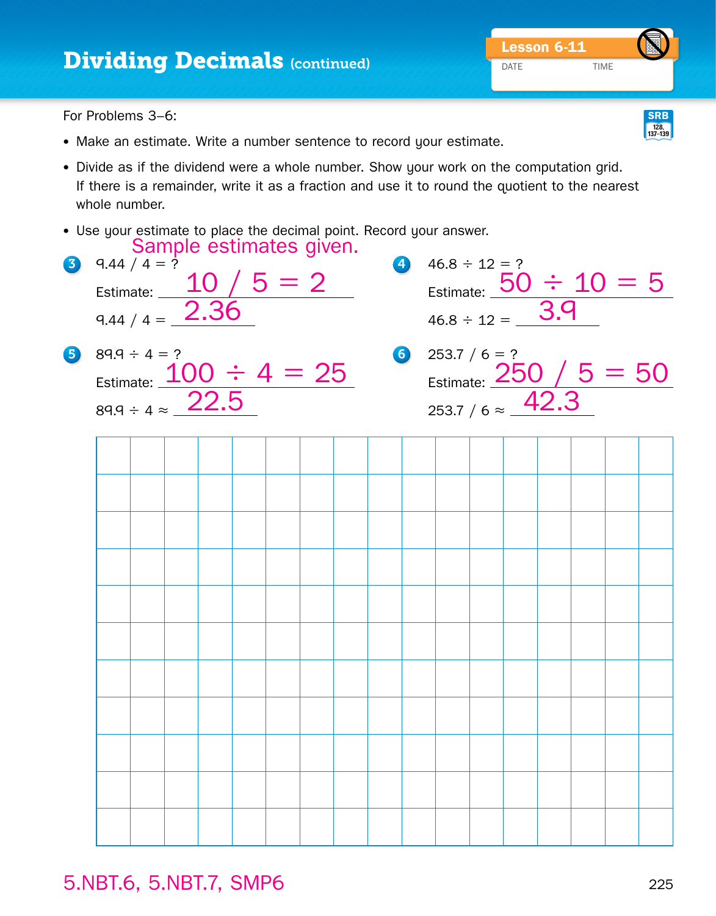# Dividing Decimals (continued)

Lesson 6-11

DATE TIME

SRB 128, 137–139

For Problems 3–6:

- Make an estimate. Write a number sentence to record your estimate.
- Divide as if the dividend were a whole number. Show your work on the computation grid. If there is a remainder, write it as a fraction and use it to round the quotient to the nearest whole number.
- Use your estimate to place the decimal point. Record your answer.

Sample estimates given.

**3** 9.44 / 4 = ?

Estimate: 10 / 5 = 2

9.44 / 4 = 2.36

**4** 46.8 ÷ 12 = ?

Estimate: 50 ÷ 10 = 5

46.8 ÷ 12 = 3.9

**5** 89.9 ÷ 4 = ?

Estimate: 100 ÷ 4 = 25

89.9 ÷ 4 ≈ 22.5

**6** 253.7 / 6 = ?

Estimate: 250 / 5 = 50

253.7 / 6 ≈ 42.3

5.NBT.6, 5.NBT.7, SMP6